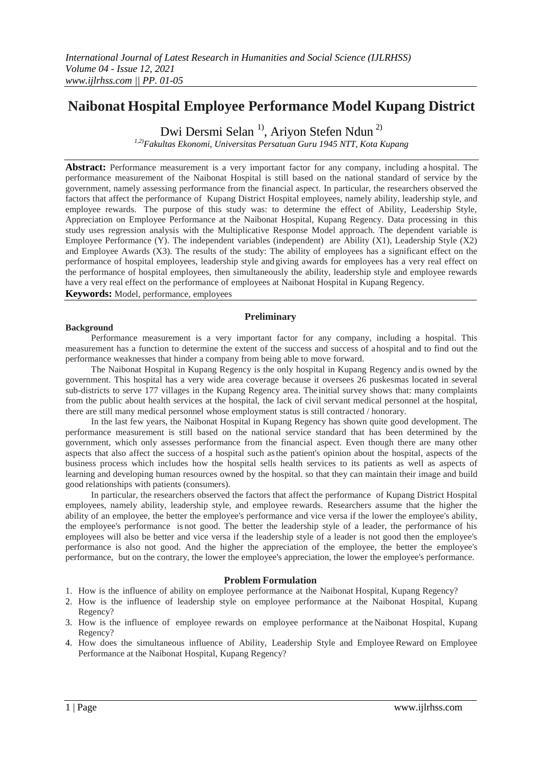# Naibonat Hospital Employee Performance Model Kupang District

Dwi Dersmi Selan [1)], Ariyon Stefen Ndun [2)]

[1,2)] *Fakultas Ekonomi, Universitas Persatuan Guru 1945 NTT, Kota Kupang*

**Abstract:** Performance measurement is a very important factor for any company, including a hospital. The performance measurement of the Naibonat Hospital is still based on the national standard of service by the government, namely assessing performance from the financial aspect. In particular, the researchers observed the factors that affect the performance of Kupang District Hospital employees, namely ability, leadership style, and employee rewards. The purpose of this study was: to determine the effect of Ability, Leadership Style, Appreciation on Employee Performance at the Naibonat Hospital, Kupang Regency. Data processing in this study uses regression analysis with the Multiplicative Response Model approach. The dependent variable is Employee Performance (Y). The independent variables (independent) are Ability (X1), Leadership Style (X2) and Employee Awards (X3). The results of the study: The ability of employees has a significant effect on the performance of hospital employees, leadership style and giving awards for employees has a very real effect on the performance of hospital employees, then simultaneously the ability, leadership style and employee rewards have a very real effect on the performance of employees at Naibonat Hospital in Kupang Regency.

**Keywords:** Model, performance, employees

## Preliminary

### Background

Performance measurement is a very important factor for any company, including a hospital. This measurement has a function to determine the extent of the success and success of a hospital and to find out the performance weaknesses that hinder a company from being able to move forward.

The Naibonat Hospital in Kupang Regency is the only hospital in Kupang Regency and is owned by the government. This hospital has a very wide area coverage because it oversees 26 puskesmas located in several sub-districts to serve 177 villages in the Kupang Regency area. The initial survey shows that: many complaints from the public about health services at the hospital, the lack of civil servant medical personnel at the hospital, there are still many medical personnel whose employment status is still contracted / honorary.

In the last few years, the Naibonat Hospital in Kupang Regency has shown quite good development. The performance measurement is still based on the national service standard that has been determined by the government, which only assesses performance from the financial aspect. Even though there are many other aspects that also affect the success of a hospital such as the patient's opinion about the hospital, aspects of the business process which includes how the hospital sells health services to its patients as well as aspects of learning and developing human resources owned by the hospital. so that they can maintain their image and build good relationships with patients (consumers).

In particular, the researchers observed the factors that affect the performance of Kupang District Hospital employees, namely ability, leadership style, and employee rewards. Researchers assume that the higher the ability of an employee, the better the employee's performance and vice versa if the lower the employee's ability, the employee's performance is not good. The better the leadership style of a leader, the performance of his employees will also be better and vice versa if the leadership style of a leader is not good then the employee's performance is also not good. And the higher the appreciation of the employee, the better the employee's performance, but on the contrary, the lower the employee's appreciation, the lower the employee's performance.

### Problem Formulation

1. How is the influence of ability on employee performance at the Naibonat Hospital, Kupang Regency?
2. How is the influence of leadership style on employee performance at the Naibonat Hospital, Kupang Regency?
3. How is the influence of employee rewards on employee performance at the Naibonat Hospital, Kupang Regency?
4. How does the simultaneous influence of Ability, Leadership Style and Employee Reward on Employee Performance at the Naibonat Hospital, Kupang Regency?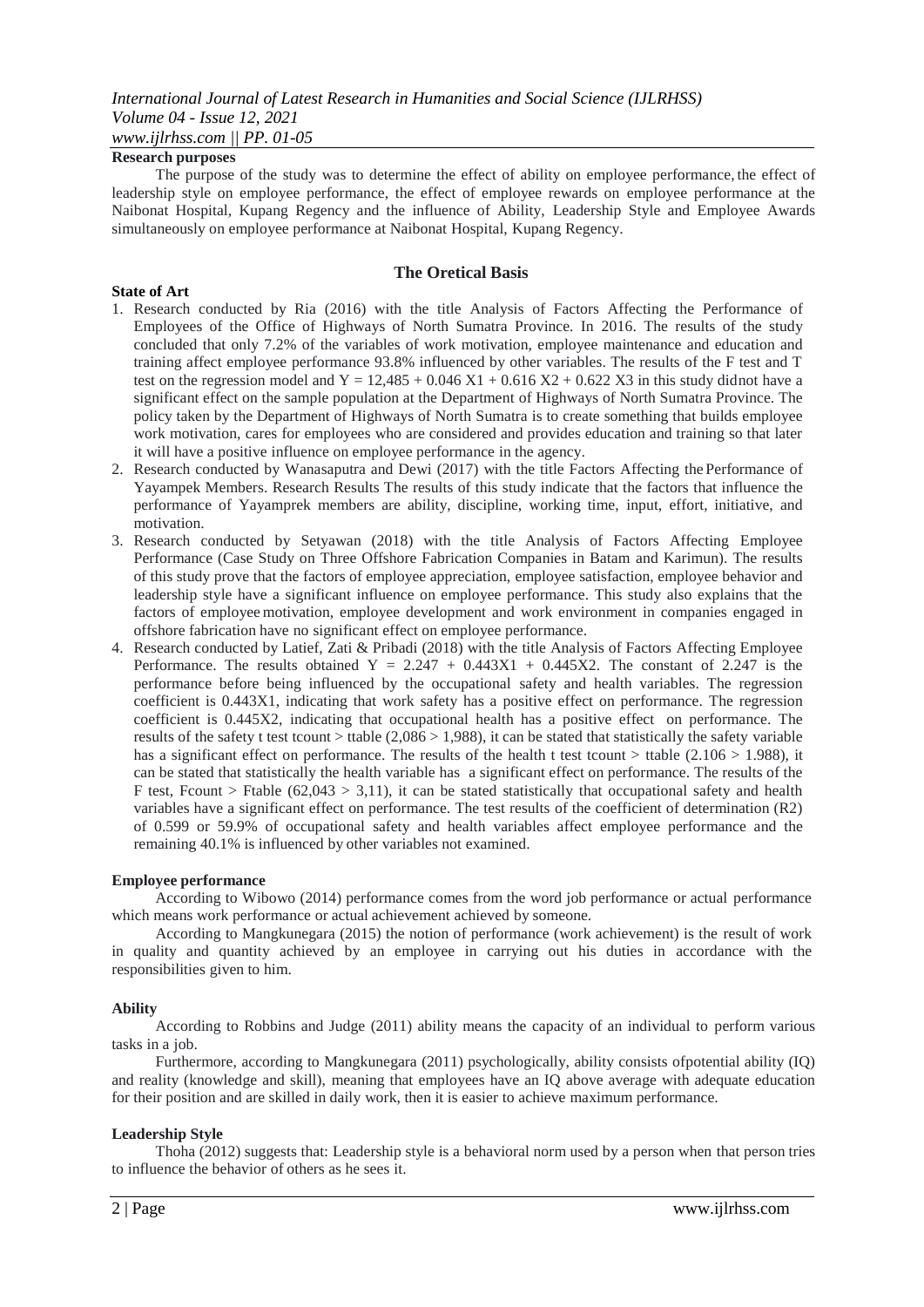**Research purposes**

The purpose of the study was to determine the effect of ability on employee performance, the effect of leadership style on employee performance, the effect of employee rewards on employee performance at the Naibonat Hospital, Kupang Regency and the influence of Ability, Leadership Style and Employee Awards simultaneously on employee performance at Naibonat Hospital, Kupang Regency.

## The Oretical Basis

**State of Art**

1. Research conducted by Ria (2016) with the title Analysis of Factors Affecting the Performance of Employees of the Office of Highways of North Sumatra Province. In 2016. The results of the study concluded that only 7.2% of the variables of work motivation, employee maintenance and education and training affect employee performance 93.8% influenced by other variables. The results of the F test and T test on the regression model and $Y = 12{,}485 + 0.046 X1 + 0.616 X2 + 0.622 X3$ in this study didnot have a significant effect on the sample population at the Department of Highways of North Sumatra Province. The policy taken by the Department of Highways of North Sumatra is to create something that builds employee work motivation, cares for employees who are considered and provides education and training so that later it will have a positive influence on employee performance in the agency.
2. Research conducted by Wanasaputra and Dewi (2017) with the title Factors Affecting the Performance of Yayampek Members. Research Results The results of this study indicate that the factors that influence the performance of Yayamprek members are ability, discipline, working time, input, effort, initiative, and motivation.
3. Research conducted by Setyawan (2018) with the title Analysis of Factors Affecting Employee Performance (Case Study on Three Offshore Fabrication Companies in Batam and Karimun). The results of this study prove that the factors of employee appreciation, employee satisfaction, employee behavior and leadership style have a significant influence on employee performance. This study also explains that the factors of employee motivation, employee development and work environment in companies engaged in offshore fabrication have no significant effect on employee performance.
4. Research conducted by Latief, Zati & Pribadi (2018) with the title Analysis of Factors Affecting Employee Performance. The results obtained $Y = 2.247 + 0.443X1 + 0.445X2$. The constant of 2.247 is the performance before being influenced by the occupational safety and health variables. The regression coefficient is 0.443X1, indicating that work safety has a positive effect on performance. The regression coefficient is 0.445X2, indicating that occupational health has a positive effect on performance. The results of the safety t test tcount > ttable (2,086 > 1,988), it can be stated that statistically the safety variable has a significant effect on performance. The results of the health t test tcount > ttable (2.106 > 1.988), it can be stated that statistically the health variable has a significant effect on performance. The results of the F test, Fcount > Ftable (62,043 > 3,11), it can be stated statistically that occupational safety and health variables have a significant effect on performance. The test results of the coefficient of determination (R2) of 0.599 or 59.9% of occupational safety and health variables affect employee performance and the remaining 40.1% is influenced by other variables not examined.

**Employee performance**

According to Wibowo (2014) performance comes from the word job performance or actual performance which means work performance or actual achievement achieved by someone.

According to Mangkunegara (2015) the notion of performance (work achievement) is the result of work in quality and quantity achieved by an employee in carrying out his duties in accordance with the responsibilities given to him.

**Ability**

According to Robbins and Judge (2011) ability means the capacity of an individual to perform various tasks in a job.

Furthermore, according to Mangkunegara (2011) psychologically, ability consists ofpotential ability (IQ) and reality (knowledge and skill), meaning that employees have an IQ above average with adequate education for their position and are skilled in daily work, then it is easier to achieve maximum performance.

**Leadership Style**

Thoha (2012) suggests that: Leadership style is a behavioral norm used by a person when that person tries to influence the behavior of others as he sees it.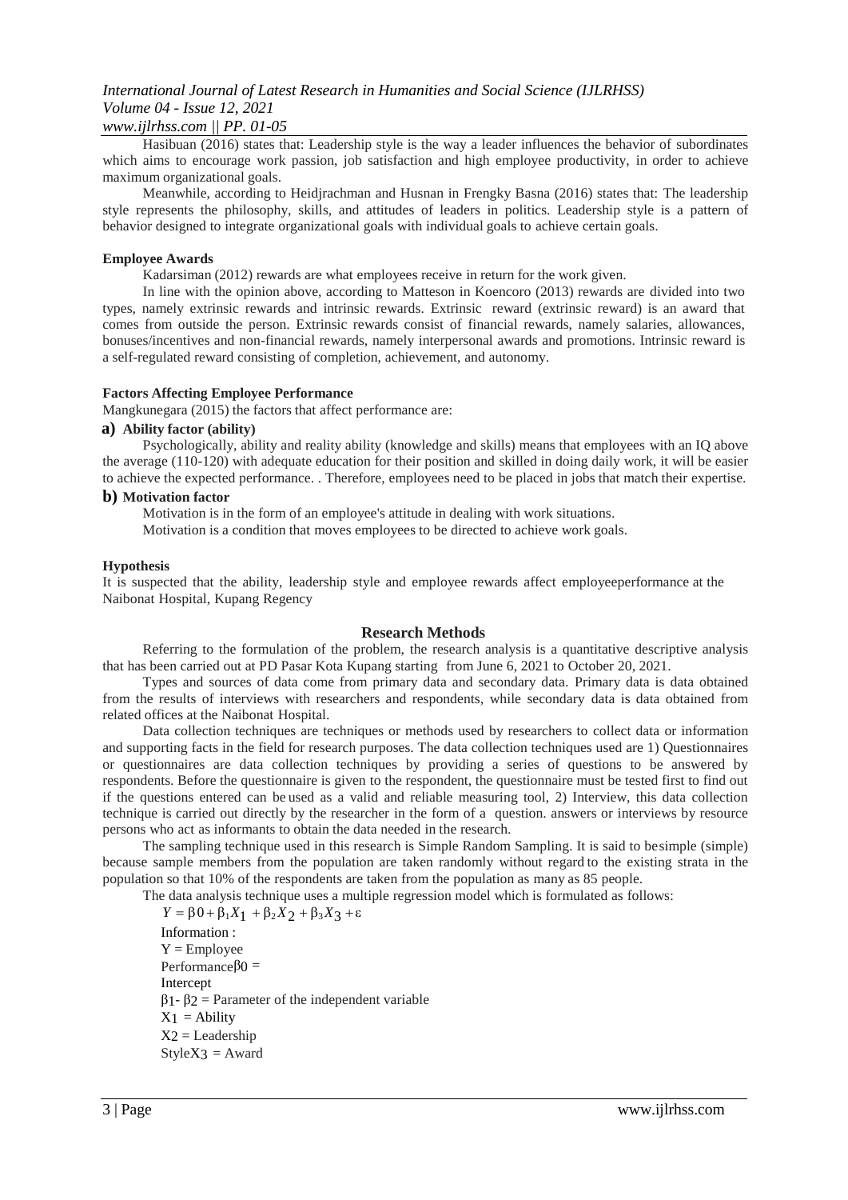Hasibuan (2016) states that: Leadership style is the way a leader influences the behavior of subordinates which aims to encourage work passion, job satisfaction and high employee productivity, in order to achieve maximum organizational goals.

Meanwhile, according to Heidjrachman and Husnan in Frengky Basna (2016) states that: The leadership style represents the philosophy, skills, and attitudes of leaders in politics. Leadership style is a pattern of behavior designed to integrate organizational goals with individual goals to achieve certain goals.

**Employee Awards**

Kadarsiman (2012) rewards are what employees receive in return for the work given.

In line with the opinion above, according to Matteson in Koencoro (2013) rewards are divided into two types, namely extrinsic rewards and intrinsic rewards. Extrinsic reward (extrinsic reward) is an award that comes from outside the person. Extrinsic rewards consist of financial rewards, namely salaries, allowances, bonuses/incentives and non-financial rewards, namely interpersonal awards and promotions. Intrinsic reward is a self-regulated reward consisting of completion, achievement, and autonomy.

**Factors Affecting Employee Performance**

Mangkunegara (2015) the factors that affect performance are:

**a) Ability factor (ability)**

Psychologically, ability and reality ability (knowledge and skills) means that employees with an IQ above the average (110-120) with adequate education for their position and skilled in doing daily work, it will be easier to achieve the expected performance. . Therefore, employees need to be placed in jobs that match their expertise.

**b) Motivation factor**

Motivation is in the form of an employee's attitude in dealing with work situations.

Motivation is a condition that moves employees to be directed to achieve work goals.

**Hypothesis**

It is suspected that the ability, leadership style and employee rewards affect employeeperformance at the Naibonat Hospital, Kupang Regency

## Research Methods

Referring to the formulation of the problem, the research analysis is a quantitative descriptive analysis that has been carried out at PD Pasar Kota Kupang starting from June 6, 2021 to October 20, 2021.

Types and sources of data come from primary data and secondary data. Primary data is data obtained from the results of interviews with researchers and respondents, while secondary data is data obtained from related offices at the Naibonat Hospital.

Data collection techniques are techniques or methods used by researchers to collect data or information and supporting facts in the field for research purposes. The data collection techniques used are 1) Questionnaires or questionnaires are data collection techniques by providing a series of questions to be answered by respondents. Before the questionnaire is given to the respondent, the questionnaire must be tested first to find out if the questions entered can be used as a valid and reliable measuring tool, 2) Interview, this data collection technique is carried out directly by the researcher in the form of a question. answers or interviews by resource persons who act as informants to obtain the data needed in the research.

The sampling technique used in this research is Simple Random Sampling. It is said to besimple (simple) because sample members from the population are taken randomly without regard to the existing strata in the population so that 10% of the respondents are taken from the population as many as 85 people.

The data analysis technique uses a multiple regression model which is formulated as follows:

$$Y = \beta 0 + \beta_1 X_1 + \beta_2 X_2 + \beta_3 X_3 + \varepsilon$$

Information :

Y = Employee Performance

$\beta 0$ = Intercept

$\beta_1$- $\beta_2$ = Parameter of the independent variable

$X_1$ = Ability

$X_2$ = Leadership Style

$X_3$ = Award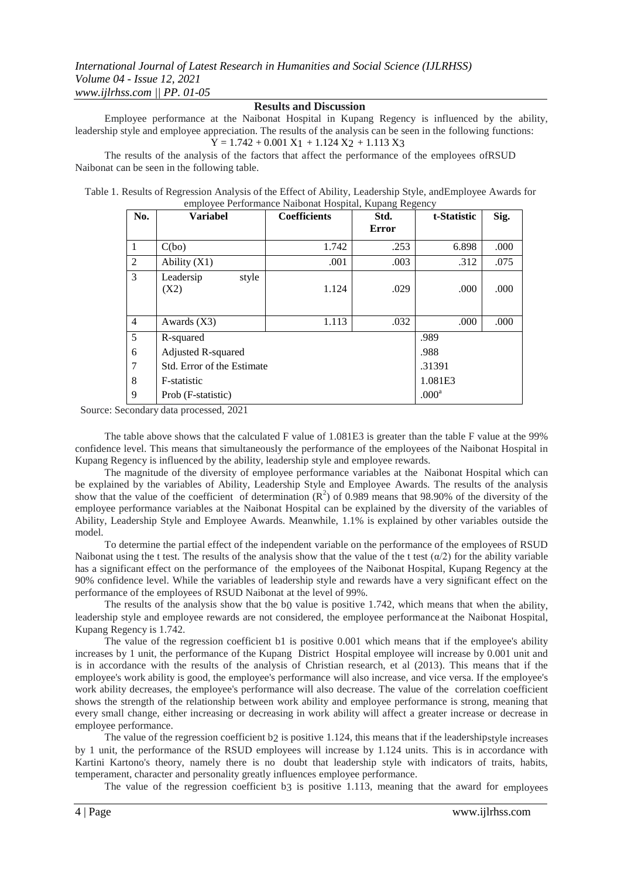## Results and Discussion

Employee performance at the Naibonat Hospital in Kupang Regency is influenced by the ability, leadership style and employee appreciation. The results of the analysis can be seen in the following functions:

$$Y = 1.742 + 0.001\,X_1 + 1.124\,X_2 + 1.113\,X_3$$

The results of the analysis of the factors that affect the performance of the employees ofRSUD Naibonat can be seen in the following table.

Table 1. Results of Regression Analysis of the Effect of Ability, Leadership Style, andEmployee Awards for employee Performance Naibonat Hospital, Kupang Regency

| No. | Variabel | Coefficients | Std. Error | t-Statistic | Sig. |
|---|---|---|---|---|---|
| 1 | C(bo) | 1.742 | .253 | 6.898 | .000 |
| 2 | Ability (X1) | .001 | .003 | .312 | .075 |
| 3 | Leadersip style (X2) | 1.124 | .029 | .000 | .000 |
| 4 | Awards (X3) | 1.113 | .032 | .000 | .000 |
| 5 | R-squared | | | .989 | |
| 6 | Adjusted R-squared | | | .988 | |
| 7 | Std. Error of the Estimate | | | .31391 | |
| 8 | F-statistic | | | 1.081E3 | |
| 9 | Prob (F-statistic) | | | $.000^a$ | |

Source: Secondary data processed, 2021

The table above shows that the calculated F value of 1.081E3 is greater than the table F value at the 99% confidence level. This means that simultaneously the performance of the employees of the Naibonat Hospital in Kupang Regency is influenced by the ability, leadership style and employee rewards.

The magnitude of the diversity of employee performance variables at the Naibonat Hospital which can be explained by the variables of Ability, Leadership Style and Employee Awards. The results of the analysis show that the value of the coefficient of determination ($R^2$) of 0.989 means that 98.90% of the diversity of the employee performance variables at the Naibonat Hospital can be explained by the diversity of the variables of Ability, Leadership Style and Employee Awards. Meanwhile, 1.1% is explained by other variables outside the model.

To determine the partial effect of the independent variable on the performance of the employees of RSUD Naibonat using the t test. The results of the analysis show that the value of the t test ($\alpha/2$) for the ability variable has a significant effect on the performance of the employees of the Naibonat Hospital, Kupang Regency at the 90% confidence level. While the variables of leadership style and rewards have a very significant effect on the performance of the employees of RSUD Naibonat at the level of 99%.

The results of the analysis show that the $b_0$ value is positive 1.742, which means that when the ability, leadership style and employee rewards are not considered, the employee performance at the Naibonat Hospital, Kupang Regency is 1.742.

The value of the regression coefficient b1 is positive 0.001 which means that if the employee's ability increases by 1 unit, the performance of the Kupang District Hospital employee will increase by 0.001 unit and is in accordance with the results of the analysis of Christian research, et al (2013). This means that if the employee's work ability is good, the employee's performance will also increase, and vice versa. If the employee's work ability decreases, the employee's performance will also decrease. The value of the correlation coefficient shows the strength of the relationship between work ability and employee performance is strong, meaning that every small change, either increasing or decreasing in work ability will affect a greater increase or decrease in employee performance.

The value of the regression coefficient $b_2$ is positive 1.124, this means that if the leadershipstyle increases by 1 unit, the performance of the RSUD employees will increase by 1.124 units. This is in accordance with Kartini Kartono's theory, namely there is no doubt that leadership style with indicators of traits, habits, temperament, character and personality greatly influences employee performance.

The value of the regression coefficient $b_3$ is positive 1.113, meaning that the award for employees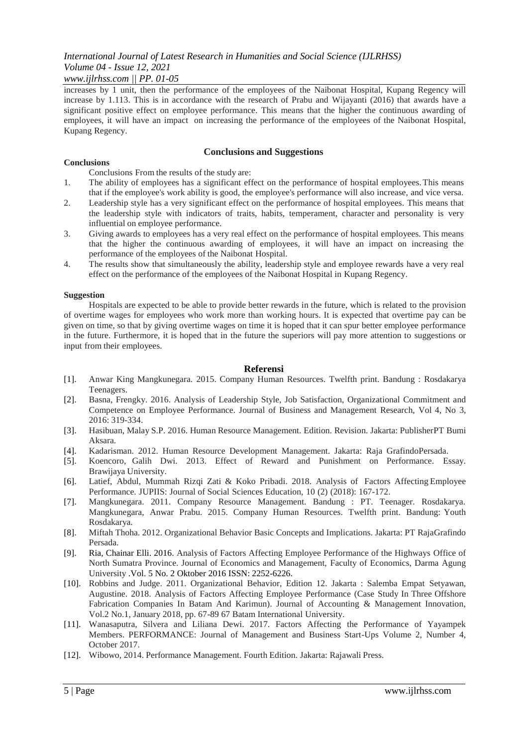increases by 1 unit, then the performance of the employees of the Naibonat Hospital, Kupang Regency will increase by 1.113. This is in accordance with the research of Prabu and Wijayanti (2016) that awards have a significant positive effect on employee performance. This means that the higher the continuous awarding of employees, it will have an impact on increasing the performance of the employees of the Naibonat Hospital, Kupang Regency.

## Conclusions and Suggestions

### Conclusions

Conclusions From the results of the study are:

1. The ability of employees has a significant effect on the performance of hospital employees. This means that if the employee's work ability is good, the employee's performance will also increase, and vice versa.
2. Leadership style has a very significant effect on the performance of hospital employees. This means that the leadership style with indicators of traits, habits, temperament, character and personality is very influential on employee performance.
3. Giving awards to employees has a very real effect on the performance of hospital employees. This means that the higher the continuous awarding of employees, it will have an impact on increasing the performance of the employees of the Naibonat Hospital.
4. The results show that simultaneously the ability, leadership style and employee rewards have a very real effect on the performance of the employees of the Naibonat Hospital in Kupang Regency.

### Suggestion

Hospitals are expected to be able to provide better rewards in the future, which is related to the provision of overtime wages for employees who work more than working hours. It is expected that overtime pay can be given on time, so that by giving overtime wages on time it is hoped that it can spur better employee performance in the future. Furthermore, it is hoped that in the future the superiors will pay more attention to suggestions or input from their employees.

## Referensi

[1]. Anwar King Mangkunegara. 2015. Company Human Resources. Twelfth print. Bandung : Rosdakarya Teenagers.

[2]. Basna, Frengky. 2016. Analysis of Leadership Style, Job Satisfaction, Organizational Commitment and Competence on Employee Performance. Journal of Business and Management Research, Vol 4, No 3, 2016: 319-334.

[3]. Hasibuan, Malay S.P. 2016. Human Resource Management. Edition. Revision. Jakarta: PublisherPT Bumi Aksara.

[4]. Kadarisman. 2012. Human Resource Development Management. Jakarta: Raja GrafindoPersada.

[5]. Koencoro, Galih Dwi. 2013. Effect of Reward and Punishment on Performance. Essay. Brawijaya University.

[6]. Latief, Abdul, Mummah Rizqi Zati & Koko Pribadi. 2018. Analysis of Factors Affecting Employee Performance. JUPIIS: Journal of Social Sciences Education, 10 (2) (2018): 167-172.

[7]. Mangkunegara. 2011. Company Resource Management. Bandung : PT. Teenager. Rosdakarya. Mangkunegara, Anwar Prabu. 2015. Company Human Resources. Twelfth print. Bandung: Youth Rosdakarya.

[8]. Miftah Thoha. 2012. Organizational Behavior Basic Concepts and Implications. Jakarta: PT RajaGrafindo Persada.

[9]. Ria, Chainar Elli. 2016. Analysis of Factors Affecting Employee Performance of the Highways Office of North Sumatra Province. Journal of Economics and Management, Faculty of Economics, Darma Agung University .Vol. 5 No. 2 Oktober 2016 ISSN: 2252-6226.

[10]. Robbins and Judge. 2011. Organizational Behavior, Edition 12. Jakarta : Salemba Empat Setyawan, Augustine. 2018. Analysis of Factors Affecting Employee Performance (Case Study In Three Offshore Fabrication Companies In Batam And Karimun). Journal of Accounting & Management Innovation, Vol.2 No.1, January 2018, pp. 67-89 67 Batam International University.

[11]. Wanasaputra, Silvera and Liliana Dewi. 2017. Factors Affecting the Performance of Yayampek Members. PERFORMANCE: Journal of Management and Business Start-Ups Volume 2, Number 4, October 2017.

[12]. Wibowo, 2014. Performance Management. Fourth Edition. Jakarta: Rajawali Press.